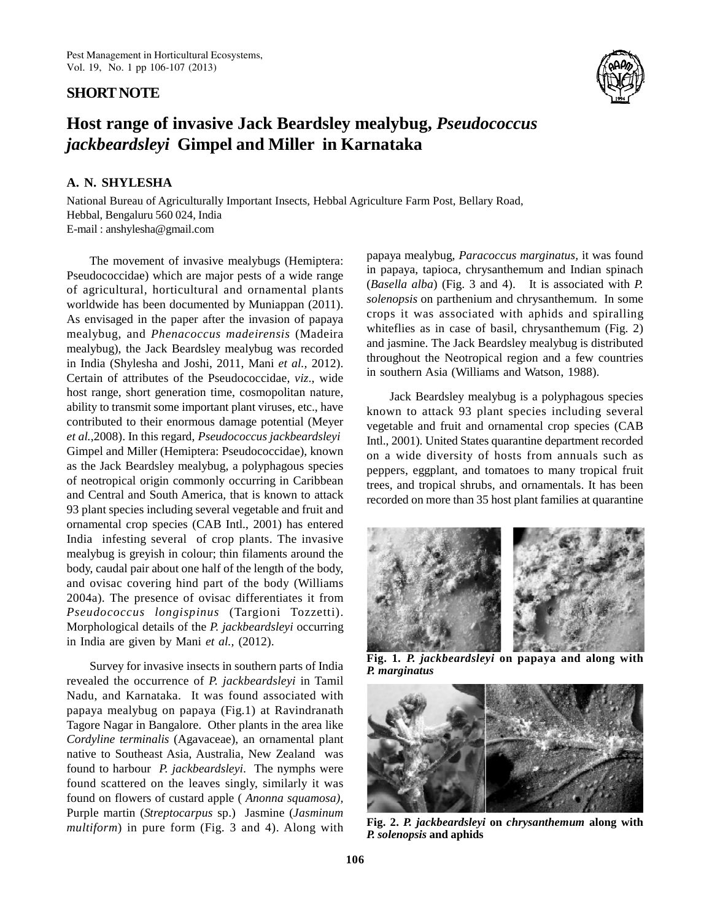SHORT NOTE

# Host range of invasive Jack Beardsley mealybug, *Pseudococcus jackbeardsleyi* Gimpel and Miller in Karnataka

**A. N. SHYLESHA**

National Bureau of Agriculturally Important Insects, Hebbal Agriculture Farm Post, Bellary Road, Hebbal, Bengaluru 560 024, India
E-mail : anshylesha@gmail.com

The movement of invasive mealybugs (Hemiptera: Pseudococcidae) which are major pests of a wide range of agricultural, horticultural and ornamental plants worldwide has been documented by Muniappan (2011). As envisaged in the paper after the invasion of papaya mealybug, and *Phenacoccus madeirensis* (Madeira mealybug), the Jack Beardsley mealybug was recorded in India (Shylesha and Joshi, 2011, Mani *et al.,* 2012). Certain of attributes of the Pseudococcidae, *viz*., wide host range, short generation time, cosmopolitan nature, ability to transmit some important plant viruses, etc., have contributed to their enormous damage potential (Meyer *et al.,*2008). In this regard, *Pseudococcus jackbeardsleyi* Gimpel and Miller (Hemiptera: Pseudococcidae), known as the Jack Beardsley mealybug, a polyphagous species of neotropical origin commonly occurring in Caribbean and Central and South America, that is known to attack 93 plant species including several vegetable and fruit and ornamental crop species (CAB Intl., 2001) has entered India infesting several of crop plants. The invasive mealybug is greyish in colour; thin filaments around the body, caudal pair about one half of the length of the body, and ovisac covering hind part of the body (Williams 2004a). The presence of ovisac differentiates it from *Pseudococcus longispinus* (Targioni Tozzetti). Morphological details of the *P. jackbeardsleyi* occurring in India are given by Mani *et al.,* (2012).

Survey for invasive insects in southern parts of India revealed the occurrence of *P. jackbeardsleyi* in Tamil Nadu, and Karnataka. It was found associated with papaya mealybug on papaya (Fig.1) at Ravindranath Tagore Nagar in Bangalore. Other plants in the area like *Cordyline terminalis* (Agavaceae), an ornamental plant native to Southeast Asia, Australia, New Zealand was found to harbour *P. jackbeardsleyi*. The nymphs were found scattered on the leaves singly, similarly it was found on flowers of custard apple ( *Anonna squamosa),* Purple martin (*Streptocarpus* sp.) Jasmine (*Jasminum multiform*) in pure form (Fig. 3 and 4). Along with papaya mealybug, *Paracoccus marginatus,* it was found in papaya, tapioca, chrysanthemum and Indian spinach (*Basella alba*) (Fig. 3 and 4). It is associated with *P. solenopsis* on parthenium and chrysanthemum. In some crops it was associated with aphids and spiralling whiteflies as in case of basil, chrysanthemum (Fig. 2) and jasmine. The Jack Beardsley mealybug is distributed throughout the Neotropical region and a few countries in southern Asia (Williams and Watson, 1988).

Jack Beardsley mealybug is a polyphagous species known to attack 93 plant species including several vegetable and fruit and ornamental crop species (CAB Intl., 2001). United States quarantine department recorded on a wide diversity of hosts from annuals such as peppers, eggplant, and tomatoes to many tropical fruit trees, and tropical shrubs, and ornamentals. It has been recorded on more than 35 host plant families at quarantine

**Fig. 1. *P. jackbeardsleyi* on papaya and along with *P. marginatus***

**Fig. 2. *P. jackbeardsleyi* on *chrysanthemum* along with *P. solenopsis* and aphids**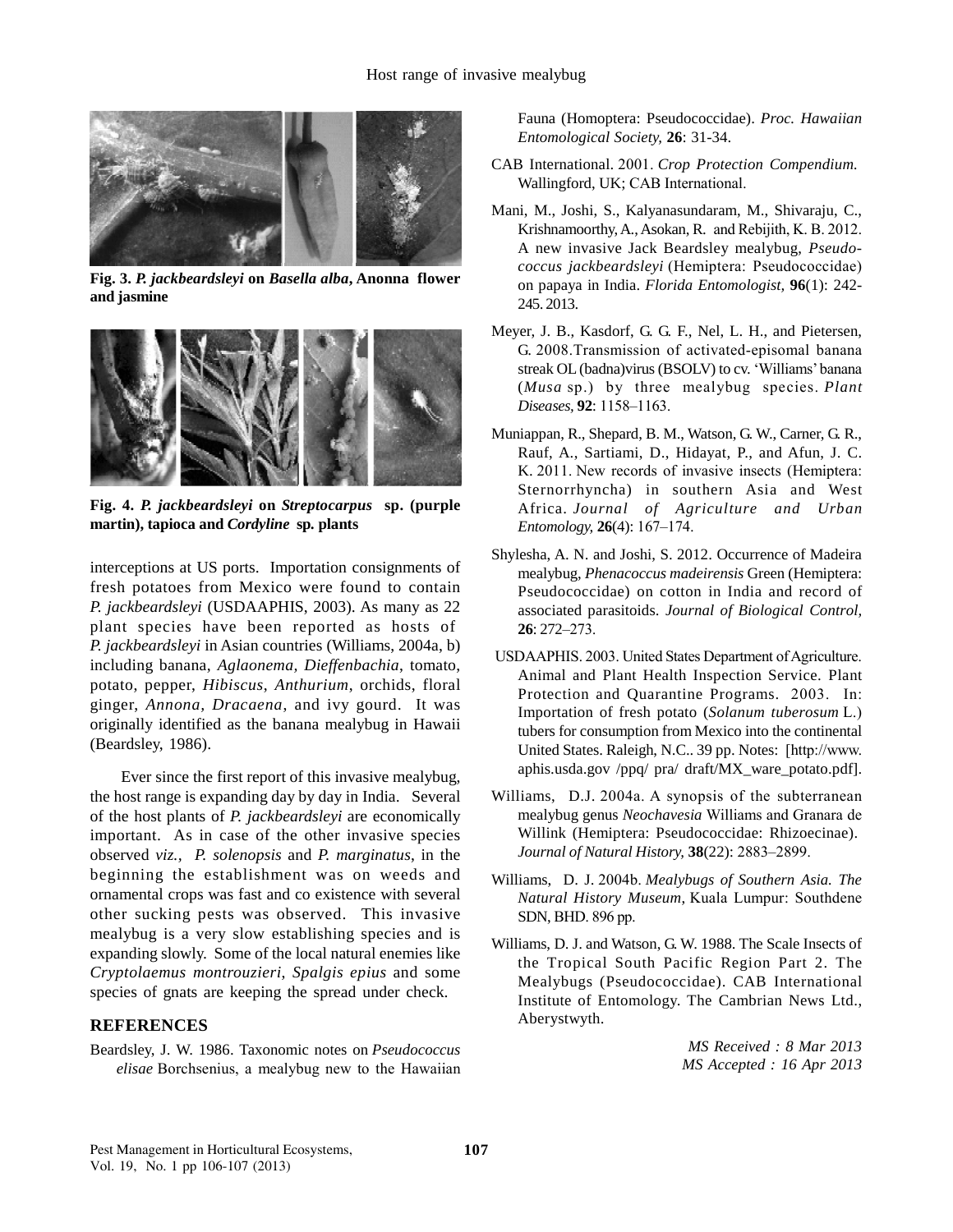**Fig. 3.** ***P. jackbeardsleyi*** **on** ***Basella alba*****, Anonna flower and jasmine**

**Fig. 4.** ***P. jackbeardsleyi*** **on** ***Streptocarpus*** **sp. (purple martin), tapioca and** ***Cordyline*** **sp. plants**

interceptions at US ports. Importation consignments of fresh potatoes from Mexico were found to contain *P. jackbeardsleyi* (USDAAPHIS, 2003). As many as 22 plant species have been reported as hosts of *P. jackbeardsleyi* in Asian countries (Williams, 2004a, b) including banana, *Aglaonema, Dieffenbachia*, tomato, potato, pepper, *Hibiscus*, *Anthurium*, orchids, floral ginger, *Annona, Dracaena*, and ivy gourd. It was originally identified as the banana mealybug in Hawaii (Beardsley, 1986).

Ever since the first report of this invasive mealybug, the host range is expanding day by day in India. Several of the host plants of *P. jackbeardsleyi* are economically important. As in case of the other invasive species observed *viz., P. solenopsis* and *P. marginatus*, in the beginning the establishment was on weeds and ornamental crops was fast and co existence with several other sucking pests was observed. This invasive mealybug is a very slow establishing species and is expanding slowly. Some of the local natural enemies like *Cryptolaemus montrouzieri, Spalgis epius* and some species of gnats are keeping the spread under check.

## REFERENCES

Beardsley, J. W. 1986. Taxonomic notes on *Pseudococcus elisae* Borchsenius, a mealybug new to the Hawaiian Fauna (Homoptera: Pseudococcidae). *Proc. Hawaiian Entomological Society,* **26**: 31-34.

CAB International. 2001. *Crop Protection Compendium.* Wallingford, UK; CAB International.

Mani, M., Joshi, S., Kalyanasundaram, M., Shivaraju, C., Krishnamoorthy, A., Asokan, R. and Rebijith, K. B. 2012. A new invasive Jack Beardsley mealybug, *Pseudococcus jackbeardsleyi* (Hemiptera: Pseudococcidae) on papaya in India. *Florida Entomologist,* **96**(1): 242-245. 2013.

Meyer, J. B., Kasdorf, G. G. F., Nel, L. H., and Pietersen, G. 2008.Transmission of activated-episomal banana streak OL (badna)virus (BSOLV) to cv. 'Williams' banana (*Musa* sp.) by three mealybug species. *Plant Diseases,* **92**: 1158–1163.

Muniappan, R., Shepard, B. M., Watson, G. W., Carner, G. R., Rauf, A., Sartiami, D., Hidayat, P., and Afun, J. C. K. 2011. New records of invasive insects (Hemiptera: Sternorrhyncha) in southern Asia and West Africa. *Journal of Agriculture and Urban Entomology,* **26**(4): 167–174.

Shylesha, A. N. and Joshi, S. 2012. Occurrence of Madeira mealybug, *Phenacoccus madeirensis* Green (Hemiptera: Pseudococcidae) on cotton in India and record of associated parasitoids. *Journal of Biological Control,* **26**: 272–273.

USDAAPHIS. 2003. United States Department of Agriculture. Animal and Plant Health Inspection Service. Plant Protection and Quarantine Programs. 2003. In: Importation of fresh potato (*Solanum tuberosum* L.) tubers for consumption from Mexico into the continental United States. Raleigh, N.C.. 39 pp. Notes: [http://www. aphis.usda.gov /ppq/ pra/ draft/MX_ware_potato.pdf].

Williams, D.J. 2004a. A synopsis of the subterranean mealybug genus *Neochavesia* Williams and Granara de Willink (Hemiptera: Pseudococcidae: Rhizoecinae). *Journal of Natural History,* **38**(22): 2883–2899.

Williams, D. J. 2004b. *Mealybugs of Southern Asia. The Natural History Museum*, Kuala Lumpur: Southdene SDN, BHD. 896 pp.

Williams, D. J. and Watson, G. W. 1988. The Scale Insects of the Tropical South Pacific Region Part 2. The Mealybugs (Pseudococcidae). CAB International Institute of Entomology. The Cambrian News Ltd., Aberystwyth.

*MS Received : 8 Mar 2013*
*MS Accepted : 16 Apr 2013*